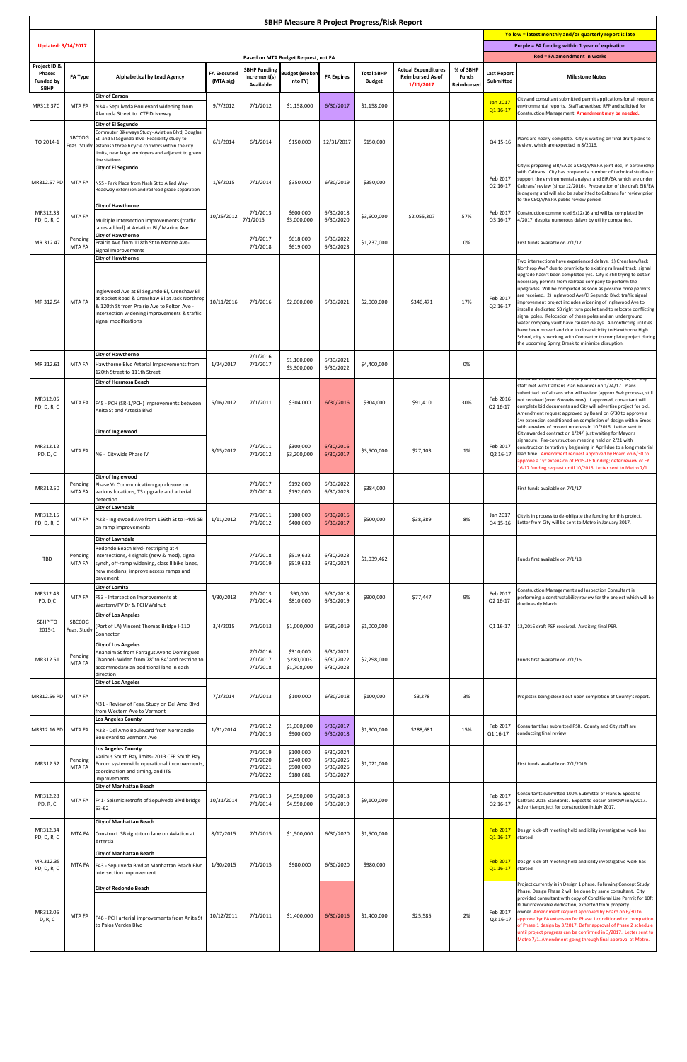# SBHP Measure R Project Progress/Risk Report

**Updated: 3/14/2017**

Yellow = latest monthly and/or quarterly report is late

Purple = FA funding within 1 year of expiration

Red = FA amendment in works

Based on MTA Budget Request, not FA

| Project ID & Phases Funded by SBHP | FA Type | Alphabetical by Lead Agency | FA Executed (MTA sig) | SBHP Funding Increment(s) Available | Budget (Broken into FY) | FA Expires | Total SBHP Budget | Actual Expenditures Reimbursed As of 1/11/2017 | % of SBHP Funds Reimbursed | Last Report Submitted | Milestone Notes |
|---|---|---|---|---|---|---|---|---|---|---|---|
| MR312.37C | MTA FA | **City of Carson** N34 - Sepulveda Boulevard widening from Alameda Street to ICTF Driveway | 9/7/2012 | 7/1/2012 | $1,158,000 | 6/30/2017 | $1,158,000 | | | Jan 2017 Q1 16-17 | City and consultant submitted permit applications for all required environmental reports. Staff advertised RFP and solicited for Construction Management. Amendment may be needed. |
| TO 2014-1 | SBCCOG Feas. Study | **City of El Segundo** Commuter Bikeways Study- Aviation Blvd, Douglas St. and El Segundo Blvd- Feasibility study to establish three bicycle corridors within the city limits, near large employers and adjacent to green line stations | 6/1/2014 | 6/1/2014 | $150,000 | 12/31/2017 | $150,000 | | | Q4 15-16 | Plans are nearly complete. City is waiting on final draft plans to review, which are expected in 8/2016. |
| MR312.57 PD | MTA FA | **City of El Segundo** N55 - Park Place from Nash St to Allied Way- Roadway extension and railroad grade separation | 1/6/2015 | 7/1/2014 | $350,000 | 6/30/2019 | $350,000 | | | Feb 2017 Q2 16-17 | City is preparing EIR/EA as a CEQA/NEPA joint doc, in partnership with Caltrans. City has prepared a number of technical studies to support the environmental analysis and EIR/EA, which are under Caltrans' review (since 12/2016). Preparation of the draft EIR/EA is ongoing and will also be submitted to Caltrans for review prior to the CEQA/NEPA public review period. |
| MR312.33 PD, D, R, C | MTA FA | **City of Hawthorne** Multiple intersection improvements (traffic lanes added) at Aviation Bl / Marine Ave | 10/25/2012 | 7/1/2013 7/1/2015 | $600,000 $3,000,000 | 6/30/2018 6/30/2020 | $3,600,000 | $2,055,307 | 57% | Feb 2017 Q3 16-17 | Construction commenced 9/12/16 and will be completed by 4/2017, despite numerous delays by utility companies. |
| MR.312.47 | Pending MTA FA | **City of Hawthorne** Prairie Ave from 118th St to Marine Ave- Signal Improvements | | 7/1/2017 7/1/2018 | $618,000 $619,000 | 6/30/2022 6/30/2023 | $1,237,000 | | 0% | | First funds available on 7/1/17 |
| MR 312.54 | MTA FA | **City of Hawthorne** Inglewood Ave at El Segundo Bl, Crenshaw Bl at Rocket Road & Crenshaw Bl at Jack Northrop & 120th St from Prairie Ave to Felton Ave - Intersection widening improvements & traffic signal modifications | 10/11/2016 | 7/1/2016 | $2,000,000 | 6/30/2021 | $2,000,000 | $346,471 | 17% | Feb 2017 Q2 16-17 | Two intersections have experienced delays. 1) Crenshaw/Jack Northrop Ave" due to proximity to existing railroad track, signal upgrade hasn't been completed yet. City is still trying to obtain necessary permits from railroad company to perform the upgrades. Will be completed as soon as possible once permits are received. 2) Inglewood Ave/El Segundo Blvd: traffic signal improvement project includes widening of Inglewood Ave to install a dedicated SB right turn pocket and to relocate conflicting signal poles. Relocation of these poles and an underground water company vault have caused delays. All conflicting utilities have been moved and due to close vicinity to Hawthorne High School, city is working with Contractor to complete project during the upcoming Spring Break to minimize disruption. |
| MR 312.61 | MTA FA | **City of Hawthorne** Hawthorne Blvd Arterial Improvements from 120th Street to 111th Street | 1/24/2017 | 7/1/2016 7/1/2017 | $1,100,000 $3,300,000 | 6/30/2021 6/30/2022 | $4,400,000 | | 0% | | |
| MR312.05 PD, D, R, C | MTA FA | **City of Hermosa Beach** F45 - PCH (SR-1/PCH) improvements between Anita St and Artesia Blvd | 5/16/2012 | 7/1/2011 | $304,000 | 6/30/2016 | $304,000 | $91,410 | 30% | Feb 2016 Q2 16-17 | Consultant submitted revised plans to Caltrans 12/13/16. City staff met with Caltrans Plan Reviewer on 1/24/17. Plans submitted to Caltrans who will review (approx 6wk process), still not received (over 6 weeks now). If approved, consultant will complete bid documents and City will advertise project for bid. Amendment request approved by Board on 6/30 to approve a 1yr extension conditioned on completion of design within 6mos with a review of project progress in 10/2016. Letter sent to |
| MR312.12 PD, D, C | MTA FA | **City of Inglewood** N6 - Citywide Phase IV | 3/15/2012 | 7/1/2011 7/1/2012 | $300,000 $3,200,000 | 6/30/2016 6/30/2017 | $3,500,000 | $27,103 | 1% | Feb 2017 Q2 16-17 | City awarded contract on 1/24/, just waiting for Mayor's signature. Pre-construction meeting held on 2/21 with construction tentatively beginning in April due to a long material lead time. Amendment request approved by Board on 6/30 to approve a 1yr extension of FY15-16 funding; defer review of FY 16-17 funding request until 10/2016. Letter sent to Metro 7/1. |
| MR312.50 | Pending MTA FA | **City of Inglewood** Phase V- Communication gap closure on various locations, TS upgrade and arterial detection | | 7/1/2017 7/1/2018 | $192,000 $192,000 | 6/30/2022 6/30/2023 | $384,000 | | | | First funds available on 7/1/17 |
| MR312.15 PD, D, R, C | MTA FA | **City of Lawndale** N22 - Inglewood Ave from 156th St to I-405 SB on ramp improvements | 1/11/2012 | 7/1/2011 7/1/2012 | $100,000 $400,000 | 6/30/2016 6/30/2017 | $500,000 | $38,389 | 8% | Jan 2017 Q4 15-16 | City is in process to de-obligate the funding for this project. Letter from City will be sent to Metro in January 2017. |
| TBD | Pending MTA FA | **City of Lawndale** Redondo Beach Blvd- restriping at 4 intersections, 4 signals (new & mod), signal synch, off-ramp widening, class II bike lanes, new medians, improve access ramps and pavement | | 7/1/2018 7/1/2019 | $519,632 $519,632 | 6/30/2023 6/30/2024 | $1,039,462 | | | | Funds first available on 7/1/18 |
| MR312.43 PD, D,C | MTA FA | **City of Lomita** F53 - Intersection Improvements at Western/PV Dr & PCH/Walnut | 4/30/2013 | 7/1/2013 7/1/2014 | $90,000 $810,000 | 6/30/2018 6/30/2019 | $900,000 | $77,447 | 9% | Feb 2017 Q2 16-17 | Construction Management and Inspection Consultant is performing a constructability review for the project which will be due in early March. |
| SBHP TO 2015-1 | SBCCOG Feas. Study | **City of Los Angeles** (Port of LA) Vincent Thomas Bridge I-110 Connector | 3/4/2015 | 7/1/2013 | $1,000,000 | 6/30/2019 | $1,000,000 | | | Q1 16-17 | 12/2016 draft PSR received. Awaiting final PSR. |
| MR312.51 | Pending MTA FA | **City of Los Angeles** Anaheim St from Farragut Ave to Dominguez Channel- Widen from 78' to 84' and restripe to accommodate an additional lane in each direction | | 7/1/2016 7/1/2017 7/1/2018 | $310,000 $280,0003 $1,708,000 | 6/30/2021 6/30/2022 6/30/2023 | $2,298,000 | | | | Funds first available on 7/1/16 |
| MR312.56 PD | MTA FA | **City of Los Angeles** N31 - Review of Feas. Study on Del Amo Blvd from Western Ave to Vermont | 7/2/2014 | 7/1/2013 | $100,000 | 6/30/2018 | $100,000 | $3,278 | 3% | | Project is being closed out upon completion of County's report. |
| MR312.16 PD | MTA FA | **Los Angeles County** N32 - Del Amo Boulevard from Normandie Boulevard to Vermont Ave | 1/31/2014 | 7/1/2012 7/1/2013 | $1,000,000 $900,000 | 6/30/2017 6/30/2018 | $1,900,000 | $288,681 | 15% | Feb 2017 Q1 16-17 | Consultant has submitted PSR. County and City staff are conducting final review. |
| MR312.52 | Pending MTA FA | **Los Angeles County** Various South Bay limits- 2013 CFP South Bay Forum systemwide operational improvements, coordination and timing, and ITS improvements | | 7/1/2019 7/1/2020 7/1/2021 7/1/2022 | $100,000 $240,000 $500,000 $180,681 | 6/30/2024 6/30/2025 6/30/2026 6/30/2027 | $1,021,000 | | | | First funds available on 7/1/2019 |
| MR312.28 PD, R, C | MTA FA | **City of Manhattan Beach** F41- Seismic retrofit of Sepulveda Blvd bridge 53-62 | 10/31/2014 | 7/1/2013 7/1/2014 | $4,550,000 $4,550,000 | 6/30/2018 6/30/2019 | $9,100,000 | | | Feb 2017 Q2 16-17 | Consultants submitted 100% Submittal of Plans & Specs to Caltrans 2015 Standards. Expect to obtain all ROW in 5/2017. Advertise project for construction in July 2017. |
| MR312.34 PD, D, R, C | MTA FA | **City of Manhattan Beach** Construct SB right-turn lane on Aviation at Artesia | 8/17/2015 | 7/1/2015 | $1,500,000 | 6/30/2020 | $1,500,000 | | | Feb 2017 Q1 16-17 | Design kick-off meeting held and itility investigative work has started. |
| MR.312.35 PD, D, R, C | MTA FA | **City of Manhattan Beach** F43 - Sepulveda Blvd at Manhattan Beach Blvd intersection improvement | 1/30/2015 | 7/1/2015 | $980,000 | 6/30/2020 | $980,000 | | | Feb 2017 Q1 16-17 | Design kick-off meeting held and utility investigative work has started. |
| MR312.06 D, R, C | MTA FA | **City of Redondo Beach** F46 - PCH arterial improvements from Anita St to Palos Verdes Blvd | 10/12/2011 | 7/1/2011 | $1,400,000 | 6/30/2016 | $1,400,000 | $25,585 | 2% | Feb 2017 Q2 16-17 | Project currently is in Design 1 phase. Following Concept Study Phase, Design Phase 2 will be done by same consultant. City provided consultant with copy of Conditional Use Permit for 10ft ROW irrevocable dedication, expected from property owner. Amendment request approved by Board on 6/30 to approve 1yr FA extension for Phase 1 conditioned on completion of Phase 1 design by 3/2017; Defer approval of Phase 2 schedule until project progress can be confirmed in 3/2017. Letter sent to Metro 7/1. Amendment going through final approval at Metro. |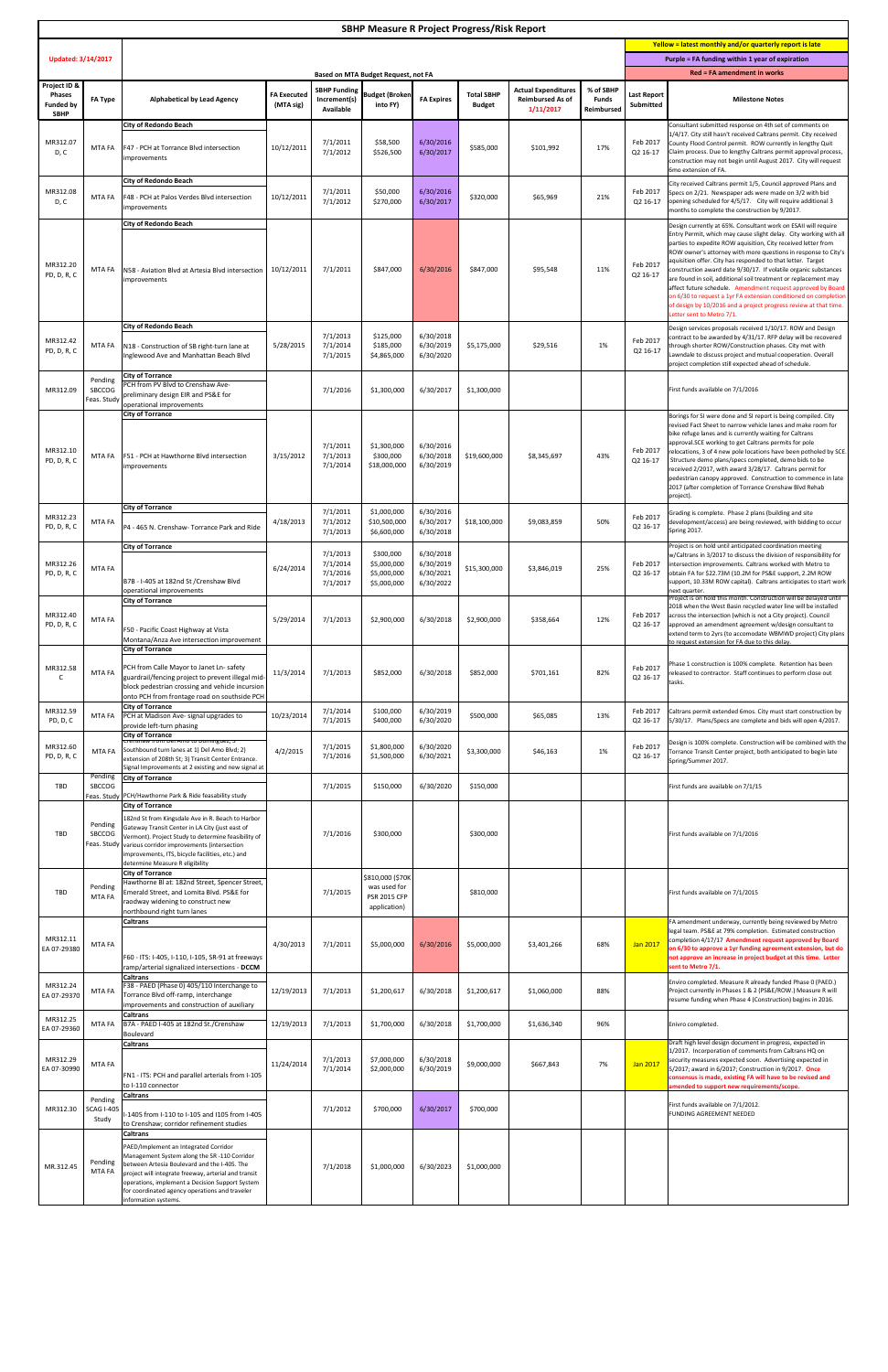# SBHP Measure R Project Progress/Risk Report

**Updated: 3/14/2017**

Based on MTA Budget Request, not FA

Yellow = latest monthly and/or quarterly report is late

Purple = FA funding within 1 year of expiration

Red = FA amendment in works

| Project ID & Phases Funded by SBHP | FA Type | Alphabetical by Lead Agency | FA Executed (MTA sig) | SBHP Funding Increment(s) Available | Budget (Broken into FY) | FA Expires | Total SBHP Budget | Actual Expenditures Reimbursed As of 1/11/2017 | % of SBHP Funds Reimbursed | Last Report Submitted | Milestone Notes |
|---|---|---|---|---|---|---|---|---|---|---|---|
| | | **City of Redondo Beach** | | | | | | | | | |
| MR312.07 D, C | MTA FA | F47 - PCH at Torrance Blvd intersection improvements | 10/12/2011 | 7/1/2011 7/1/2012 | $58,500 $526,500 | 6/30/2016 6/30/2017 | $585,000 | $101,992 | 17% | Feb 2017 Q2 16-17 | Consultant submitted response on 4th set of comments on 1/4/17. City still hasn't received Caltrans permit. City received County Flood Control permit. ROW currently in lengthy Quit Claim process. Due to lengthy Caltrans permit approval process, construction may not begin until August 2017. City will request 6mo extension of FA. |
| | | **City of Redondo Beach** | | | | | | | | | |
| MR312.08 D, C | MTA FA | F48 - PCH at Palos Verdes Blvd intersection improvements | 10/12/2011 | 7/1/2011 7/1/2012 | $50,000 $270,000 | 6/30/2016 6/30/2017 | $320,000 | $65,969 | 21% | Feb 2017 Q2 16-17 | City received Caltrans permit 1/5, Council approved Plans and Specs on 2/21. Newspaper ads were made on 3/2 with bid opening scheduled for 4/5/17. City will require additional 3 months to complete the construction by 9/2017. |
| | | **City of Redondo Beach** | | | | | | | | | |
| MR312.20 PD, D, R, C | MTA FA | N58 - Aviation Blvd at Artesia Blvd intersection improvements | 10/12/2011 | 7/1/2011 | $847,000 | 6/30/2016 | $847,000 | $95,548 | 11% | Feb 2017 Q2 16-17 | Design currently at 65%. Consultant work on ESAII will require Entry Permit, which may cause slight delay. City working with all parties to expedite ROW aquisition, City received letter from ROW owner's attorney with more questions in response to City's aquisition offer. City has responded to that letter. Target construction award date 9/30/17. If volatile organic substances are found in soil, additional soil treatment or replacement may affect future schedule. Amendment request approved by Board on 6/30 to request a 1yr FA extension conditioned on completion of design by 10/2016 and a project progress review at that time. Letter sent to Metro 7/1. |
| | | **City of Redondo Beach** | | | | | | | | | |
| MR312.42 PD, D, R, C | MTA FA | N18 - Construction of SB right-turn lane at Inglewood Ave and Manhattan Beach Blvd | 5/28/2015 | 7/1/2013 7/1/2014 7/1/2015 | $125,000 $185,000 $4,865,000 | 6/30/2018 6/30/2019 6/30/2020 | $5,175,000 | $29,516 | 1% | Feb 2017 Q2 16-17 | Design services proposals received 1/10/17. ROW and Design contract to be awarded by 4/31/17. RFP delay will be recovered through shorter ROW/Construction phases. City met with Lawndale to discuss project and mutual cooperation. Overall project completion still expected ahead of schedule. |
| | | **City of Torrance** | | | | | | | | | |
| MR312.09 | Pending SBCCOG Feas. Study | PCH from PV Blvd to Crenshaw Ave-preliminary design EIR and PS&E for operational improvements | | 7/1/2016 | $1,300,000 | 6/30/2017 | $1,300,000 | | | | First funds available on 7/1/2016 |
| | | **City of Torrance** | | | | | | | | | |
| MR312.10 PD, D, R, C | MTA FA | F51 - PCH at Hawthorne Blvd intersection improvements | 3/15/2012 | 7/1/2011 7/1/2013 7/1/2014 | $1,300,000 $300,000 $18,000,000 | 6/30/2016 6/30/2018 6/30/2019 | $19,600,000 | $8,345,697 | 43% | Feb 2017 Q2 16-17 | Borings for SI were done and SI report is being compiled. City revised Fact Sheet to narrow vehicle lanes and make room for bike refuge lanes and is currently waiting for Caltrans approval.SCE working to get Caltrans permits for pole relocations, 3 of 4 new pole locations have been potholed by SCE. Structure demo plans/specs completed, demo bids to be received 2/2017, with award 3/28/17. Caltrans permit for pedestrian canopy approved. Construction to commence in late 2017 (after completion of Torrance Crenshaw Blvd Rehab project). |
| | | **City of Torrance** | | | | | | | | | |
| MR312.23 PD, D, R, C | MTA FA | P4 - 465 N. Crenshaw- Torrance Park and Ride | 4/18/2013 | 7/1/2011 7/1/2012 7/1/2013 | $1,000,000 $10,500,000 $6,600,000 | 6/30/2016 6/30/2017 6/30/2018 | $18,100,000 | $9,083,859 | 50% | Feb 2017 Q2 16-17 | Grading is complete. Phase 2 plans (building and site development/access) are being reviewed, with bidding to occur Spring 2017. |
| | | **City of Torrance** | | | | | | | | | |
| MR312.26 PD, D, R, C | MTA FA | B7B - I-405 at 182nd St /Crenshaw Blvd operational improvements | 6/24/2014 | 7/1/2013 7/1/2014 7/1/2016 7/1/2017 | $300,000 $5,000,000 $5,000,000 $5,000,000 | 6/30/2018 6/30/2019 6/30/2021 6/30/2022 | $15,300,000 | $3,846,019 | 25% | Feb 2017 Q2 16-17 | Project is on hold until anticipated coordination meeting w/Caltrans in 3/2017 to discuss the division of responsibility for intersection improvements. Caltrans worked with Metro to obtain FA for $22.73M (10.2M for PS&E support, 2.2M ROW support, 10.33M ROW capital). Caltrans anticipates to start work next quarter. |
| | | **City of Torrance** | | | | | | | | | |
| MR312.40 PD, D, R, C | MTA FA | F50 - Pacific Coast Highway at Vista Montana/Anza Ave intersection improvement | 5/29/2014 | 7/1/2013 | $2,900,000 | 6/30/2018 | $2,900,000 | $358,664 | 12% | Feb 2017 Q2 16-17 | Project is on hold this month. Construction will be delayed until 2018 when the West Basin recycled water line will be installed across the intersection (which is not a City project). Council approved an amendment agreement w/design consultant to extend term to 2yrs (to accomodate WBMWD project) City plans to request extension for FA due to this delay. |
| | | **City of Torrance** | | | | | | | | | |
| MR312.58 C | MTA FA | PCH from Calle Mayor to Janet Ln- safety guardrail/fencing project to prevent illegal mid-block pedestrian crossing and vehicle incursion onto PCH from frontage road on southside PCH | 11/3/2014 | 7/1/2013 | $852,000 | 6/30/2018 | $852,000 | $701,161 | 82% | Feb 2017 Q2 16-17 | Phase 1 construction is 100% complete. Retention has been released to contractor. Staff continues to perform close out tasks. |
| | | **City of Torrance** | | | | | | | | | |
| MR312.59 PD, D, C | MTA FA | PCH at Madison Ave- signal upgrades to provide left-turn phasing | 10/23/2014 | 7/1/2014 7/1/2015 | $100,000 $400,000 | 6/30/2019 6/30/2020 | $500,000 | $65,085 | 13% | Feb 2017 Q2 16-17 | Caltrans permit extended 6mos. City must start construction by 5/30/17. Plans/Specs are complete and bids will open 4/2017. |
| | | **City of Torrance** | | | | | | | | | |
| MR312.60 PD, D, R, C | MTA FA | Crenshaw from Del Amo to Dominguez; 3 Southbound turn lanes at 1) Del Amo Blvd; 2) extension of 208th St; 3) Transit Center Entrance. Signal improvements at 2 existing and new signal at | 4/2/2015 | 7/1/2015 7/1/2016 | $1,800,000 $1,500,000 | 6/30/2020 6/30/2021 | $3,300,000 | $46,163 | 1% | Feb 2017 Q2 16-17 | Design is 100% complete. Construction will be combined with the Torrance Transit Center project, both anticipated to begin late Spring/Summer 2017. |
| | | **City of Torrance** | | | | | | | | | |
| TBD | Pending SBCCOG Feas. Study | PCH/Hawthorne Park & Ride feasability study | | 7/1/2015 | $150,000 | 6/30/2020 | $150,000 | | | | First funds are available on 7/1/15 |
| | | **City of Torrance** | | | | | | | | | |
| TBD | Pending SBCCOG Feas. Study | 182nd St from Kingsdale Ave in R. Beach to Harbor Gateway Transit Center in LA City (just east of Vermont). Project Study to determine feasibility of various corridor improvements (intersection improvements, ITS, bicycle facilities, etc.) and determine Measure R eligibility | | 7/1/2016 | $300,000 | | $300,000 | | | | First funds available on 7/1/2016 |
| | | **City of Torrance** | | | | | | | | | |
| TBD | Pending MTA FA | Hawthorne Bl at: 182nd Street, Spencer Street, Emerald Street, and Lomita Blvd. PS&E for roadway widening to construct new northbound right turn lanes | | 7/1/2015 | $810,000 ($70K was used for PSR 2015 CFP application) | | $810,000 | | | | First funds available on 7/1/2015 |
| | | **Caltrans** | | | | | | | | | |
| MR312.11 EA 07-29380 | MTA FA | F60 - ITS: I-405, I-110, I-105, SR-91 at freeways ramp/arterial signalized intersections - DCCM | 4/30/2013 | 7/1/2011 | $5,000,000 | 6/30/2016 | $5,000,000 | $3,401,266 | 68% | Jan 2017 | FA amendment underway, currently being reviewed by Metro legal team. PS&E at 79% completion. Estimated construction completion 4/17/17 Amendment request approved by Board on 6/30 to approve a 1yr funding agreement extension, but do not approve an increase in project budget at this time. Letter sent to Metro 7/1. |
| | | **Caltrans** | | | | | | | | | |
| MR312.24 EA 07-29370 | MTA FA | F38 - PAED (Phase 0) 405/110 Interchange to Torrance Blvd off-ramp, interchange improvements and construction of auxiliary | 12/19/2013 | 7/1/2013 | $1,200,617 | 6/30/2018 | $1,200,617 | $1,060,000 | 88% | | Enviro completed. Measure R already funded Phase 0 (PAED.) Project currently in Phases 1 & 2 (PS&E/ROW.) Measure R will resume funding when Phase 4 (Construction) begins in 2016. |
| | | **Caltrans** | | | | | | | | | |
| MR312.25 EA 07-29360 | MTA FA | B7A - PAED I-405 at 182nd St./Crenshaw Boulevard | 12/19/2013 | 7/1/2013 | $1,700,000 | 6/30/2018 | $1,700,000 | $1,636,340 | 96% | | Enviro completed. |
| | | **Caltrans** | | | | | | | | | |
| MR312.29 EA 07-30990 | MTA FA | FN1 - ITS: PCH and parallel arterials from I-105 to I-110 connector | 11/24/2014 | 7/1/2013 7/1/2014 | $7,000,000 $2,000,000 | 6/30/2018 6/30/2019 | $9,000,000 | $667,843 | 7% | Jan 2017 | Draft high level design document in progress, expected in 1/2017. Incorporation of comments from Caltrans HQ on security measures expected soon. Advertising expected in 5/2017; award in 6/2017; Construction in 9/2017. Once consensus is made, existing FA will have to be revised and amended to support new requirements/scope. |
| | | **Caltrans** | | | | | | | | | |
| MR312.30 | Pending SCAG I-405 Study | I-1405 from I-110 to I-105 and I105 from I-405 to Crenshaw; corridor refinement studies | | 7/1/2012 | $700,000 | 6/30/2017 | $700,000 | | | | First funds available on 7/1/2012. FUNDING AGREEMENT NEEDED |
| | | **Caltrans** | | | | | | | | | |
| MR.312.45 | Pending MTA FA | PAED/Implement an Integrated Corridor Management System along the SR -110 Corridor between Artesia Boulevard and the I-405. The project will integrate freeway, arterial and transit operations, implement a Decision Support System for coordinated agency operations and traveler information systems. | | 7/1/2018 | $1,000,000 | 6/30/2023 | $1,000,000 | | | | |